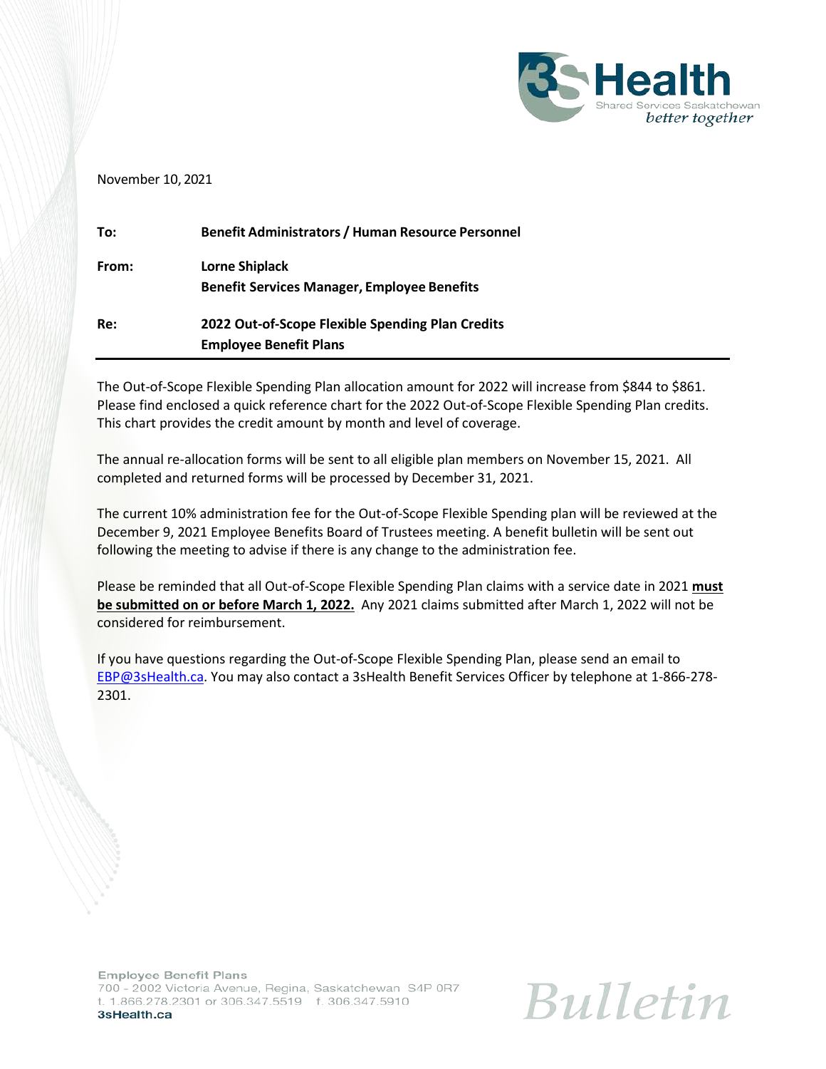November 10, 2021

| | |
|---|---|
| **To:** | **Benefit Administrators / Human Resource Personnel** |
| **From:** | **Lorne Shiplack**<br>**Benefit Services Manager, Employee Benefits** |
| **Re:** | **2022 Out-of-Scope Flexible Spending Plan Credits**<br>**Employee Benefit Plans** |

The Out-of-Scope Flexible Spending Plan allocation amount for 2022 will increase from $844 to $861. Please find enclosed a quick reference chart for the 2022 Out-of-Scope Flexible Spending Plan credits. This chart provides the credit amount by month and level of coverage.

The annual re-allocation forms will be sent to all eligible plan members on November 15, 2021. All completed and returned forms will be processed by December 31, 2021.

The current 10% administration fee for the Out-of-Scope Flexible Spending plan will be reviewed at the December 9, 2021 Employee Benefits Board of Trustees meeting. A benefit bulletin will be sent out following the meeting to advise if there is any change to the administration fee.

Please be reminded that all Out-of-Scope Flexible Spending Plan claims with a service date in 2021 **must be submitted on or before March 1, 2022.** Any 2021 claims submitted after March 1, 2022 will not be considered for reimbursement.

If you have questions regarding the Out-of-Scope Flexible Spending Plan, please send an email to EBP@3sHealth.ca. You may also contact a 3sHealth Benefit Services Officer by telephone at 1-866-278-2301.

Employee Benefit Plans
700 - 2002 Victoria Avenue, Regina, Saskatchewan S4P 0R7
t. 1.866.278.2301 or 306.347.5519 f. 306.347.5910
**3sHealth.ca**

*Bulletin*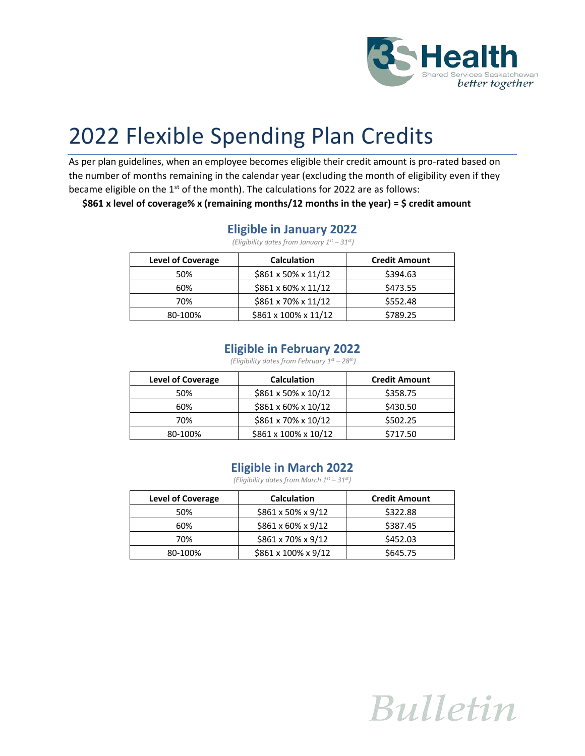# 2022 Flexible Spending Plan Credits

As per plan guidelines, when an employee becomes eligible their credit amount is pro-rated based on the number of months remaining in the calendar year (excluding the month of eligibility even if they became eligible on the 1st of the month). The calculations for 2022 are as follows:

**$861 x level of coverage% x (remaining months/12 months in the year) = $ credit amount**

## Eligible in January 2022

*(Eligibility dates from January 1st – 31st)*

| Level of Coverage | Calculation | Credit Amount |
|---|---|---|
| 50% | $861 x 50% x 11/12 | $394.63 |
| 60% | $861 x 60% x 11/12 | $473.55 |
| 70% | $861 x 70% x 11/12 | $552.48 |
| 80-100% | $861 x 100% x 11/12 | $789.25 |

## Eligible in February 2022

*(Eligibility dates from February 1st – 28th)*

| Level of Coverage | Calculation | Credit Amount |
|---|---|---|
| 50% | $861 x 50% x 10/12 | $358.75 |
| 60% | $861 x 60% x 10/12 | $430.50 |
| 70% | $861 x 70% x 10/12 | $502.25 |
| 80-100% | $861 x 100% x 10/12 | $717.50 |

## Eligible in March 2022

*(Eligibility dates from March 1st – 31st)*

| Level of Coverage | Calculation | Credit Amount |
|---|---|---|
| 50% | $861 x 50% x 9/12 | $322.88 |
| 60% | $861 x 60% x 9/12 | $387.45 |
| 70% | $861 x 70% x 9/12 | $452.03 |
| 80-100% | $861 x 100% x 9/12 | $645.75 |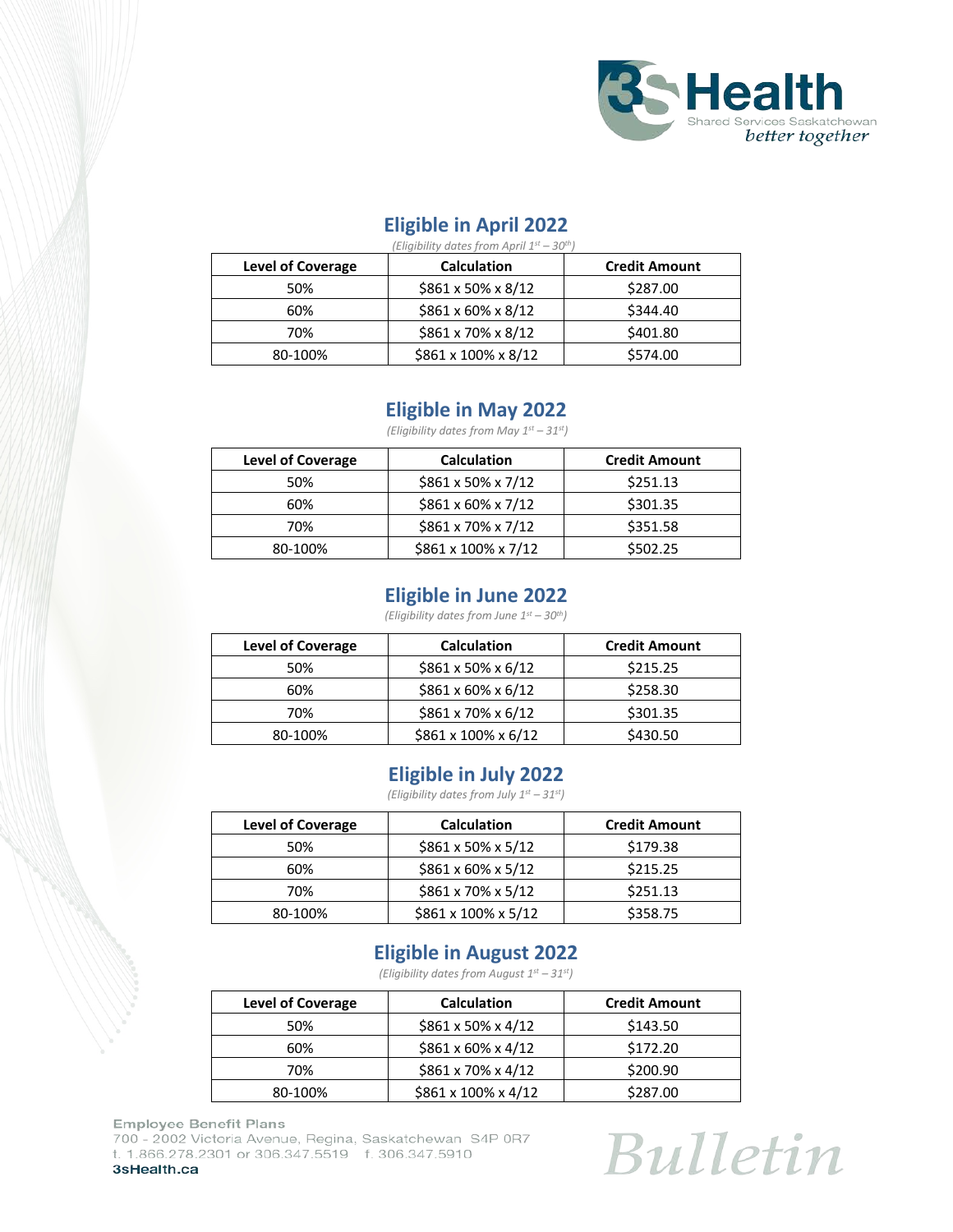## Eligible in April 2022

*(Eligibility dates from April 1st – 30th)*

| Level of Coverage | Calculation | Credit Amount |
|---|---|---|
| 50% | $861 x 50% x 8/12 | $287.00 |
| 60% | $861 x 60% x 8/12 | $344.40 |
| 70% | $861 x 70% x 8/12 | $401.80 |
| 80-100% | $861 x 100% x 8/12 | $574.00 |

## Eligible in May 2022

*(Eligibility dates from May 1st – 31st)*

| Level of Coverage | Calculation | Credit Amount |
|---|---|---|
| 50% | $861 x 50% x 7/12 | $251.13 |
| 60% | $861 x 60% x 7/12 | $301.35 |
| 70% | $861 x 70% x 7/12 | $351.58 |
| 80-100% | $861 x 100% x 7/12 | $502.25 |

## Eligible in June 2022

*(Eligibility dates from June 1st – 30th)*

| Level of Coverage | Calculation | Credit Amount |
|---|---|---|
| 50% | $861 x 50% x 6/12 | $215.25 |
| 60% | $861 x 60% x 6/12 | $258.30 |
| 70% | $861 x 70% x 6/12 | $301.35 |
| 80-100% | $861 x 100% x 6/12 | $430.50 |

## Eligible in July 2022

*(Eligibility dates from July 1st – 31st)*

| Level of Coverage | Calculation | Credit Amount |
|---|---|---|
| 50% | $861 x 50% x 5/12 | $179.38 |
| 60% | $861 x 60% x 5/12 | $215.25 |
| 70% | $861 x 70% x 5/12 | $251.13 |
| 80-100% | $861 x 100% x 5/12 | $358.75 |

## Eligible in August 2022

*(Eligibility dates from August 1st – 31st)*

| Level of Coverage | Calculation | Credit Amount |
|---|---|---|
| 50% | $861 x 50% x 4/12 | $143.50 |
| 60% | $861 x 60% x 4/12 | $172.20 |
| 70% | $861 x 70% x 4/12 | $200.90 |
| 80-100% | $861 x 100% x 4/12 | $287.00 |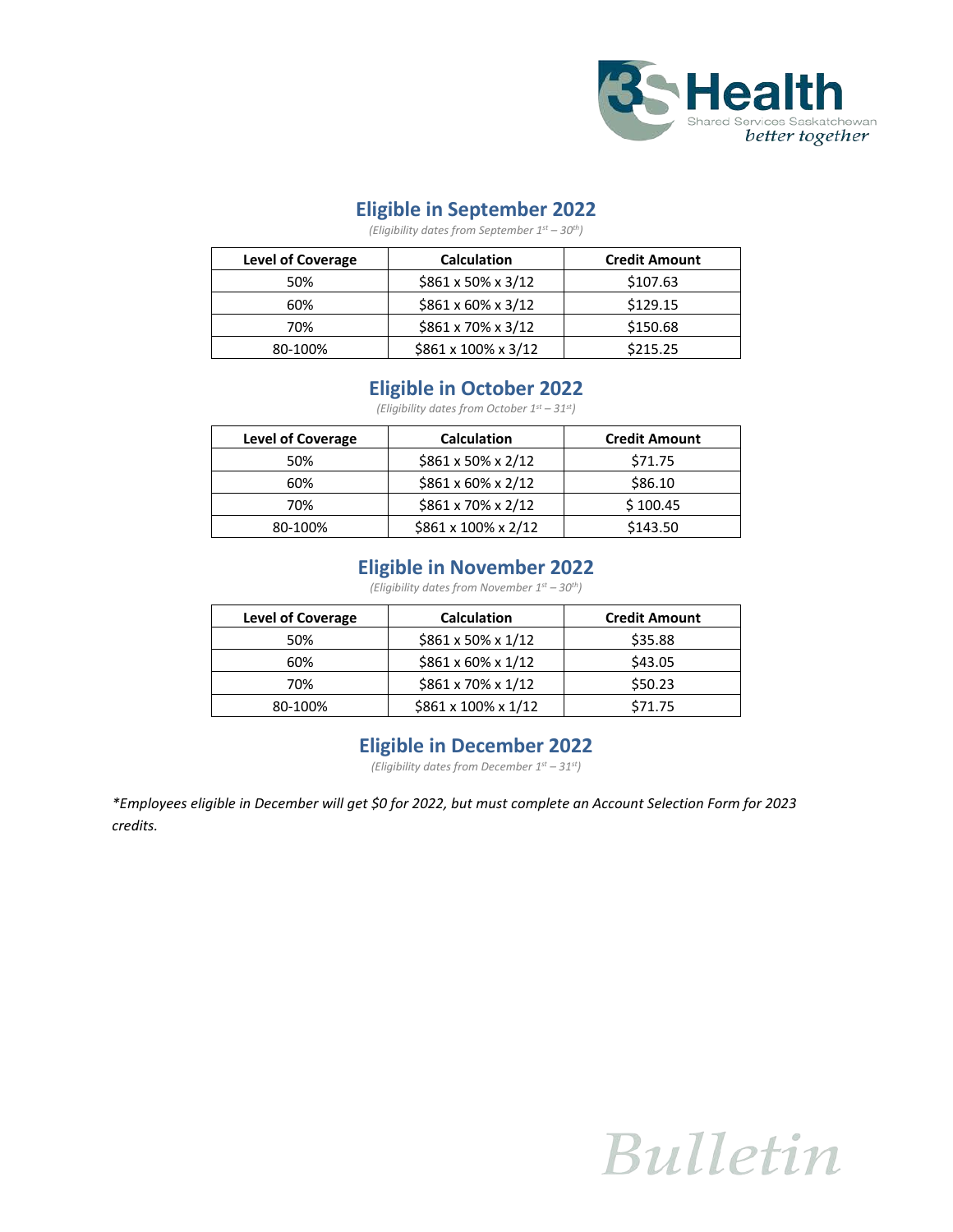## Eligible in September 2022

*(Eligibility dates from September 1st – 30th)*

| Level of Coverage | Calculation | Credit Amount |
|---|---|---|
| 50% | $861 x 50% x 3/12 | $107.63 |
| 60% | $861 x 60% x 3/12 | $129.15 |
| 70% | $861 x 70% x 3/12 | $150.68 |
| 80-100% | $861 x 100% x 3/12 | $215.25 |

## Eligible in October 2022

*(Eligibility dates from October 1st – 31st)*

| Level of Coverage | Calculation | Credit Amount |
|---|---|---|
| 50% | $861 x 50% x 2/12 | $71.75 |
| 60% | $861 x 60% x 2/12 | $86.10 |
| 70% | $861 x 70% x 2/12 | $ 100.45 |
| 80-100% | $861 x 100% x 2/12 | $143.50 |

## Eligible in November 2022

*(Eligibility dates from November 1st – 30th)*

| Level of Coverage | Calculation | Credit Amount |
|---|---|---|
| 50% | $861 x 50% x 1/12 | $35.88 |
| 60% | $861 x 60% x 1/12 | $43.05 |
| 70% | $861 x 70% x 1/12 | $50.23 |
| 80-100% | $861 x 100% x 1/12 | $71.75 |

## Eligible in December 2022

*(Eligibility dates from December 1st – 31st)*

*\*Employees eligible in December will get $0 for 2022, but must complete an Account Selection Form for 2023 credits.*